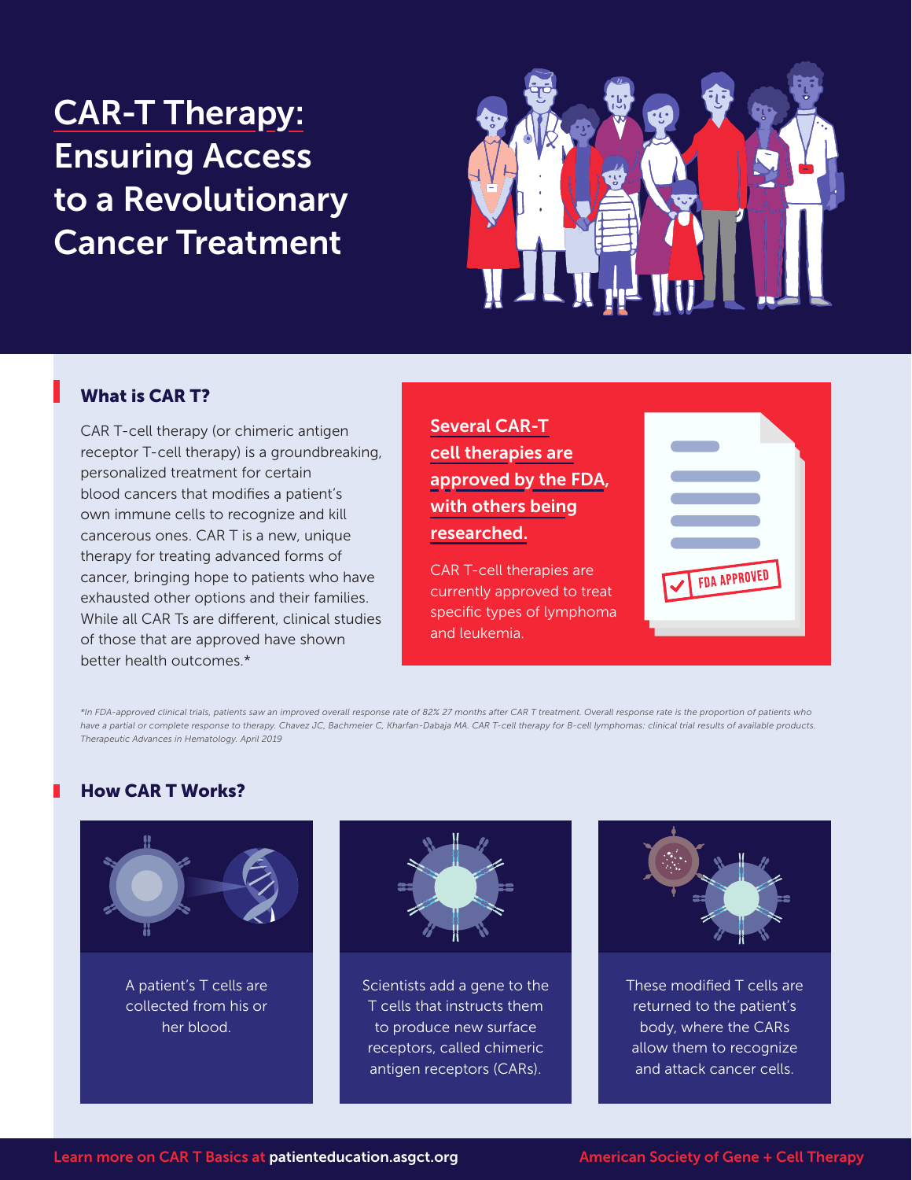# CAR-T Therapy: Ensuring Access to a Revolutionary Cancer Treatment

## What is CAR T?

CAR T-cell therapy (or chimeric antigen receptor T-cell therapy) is a groundbreaking, personalized treatment for certain blood cancers that modifies a patient's own immune cells to recognize and kill cancerous ones. CAR T is a new, unique therapy for treating advanced forms of cancer, bringing hope to patients who have exhausted other options and their families. While all CAR Ts are different, clinical studies of those that are approved have shown better health outcomes.*

**Several CAR-T cell therapies are approved by the FDA, with others being researched.**

CAR T-cell therapies are currently approved to treat specific types of lymphoma and leukemia.

FDA APPROVED

*\*In FDA-approved clinical trials, patients saw an improved overall response rate of 82% 27 months after CAR T treatment. Overall response rate is the proportion of patients who have a partial or complete response to therapy. Chavez JC, Bachmeier C, Kharfan-Dabaja MA. CAR T-cell therapy for B-cell lymphomas: clinical trial results of available products. Therapeutic Advances in Hematology. April 2019*

## How CAR T Works?

1. A patient's T cells are collected from his or her blood.
2. Scientists add a gene to the T cells that instructs them to produce new surface receptors, called chimeric antigen receptors (CARs).
3. These modified T cells are returned to the patient's body, where the CARs allow them to recognize and attack cancer cells.

Learn more on CAR T Basics at patienteducation.asgct.org

American Society of Gene + Cell Therapy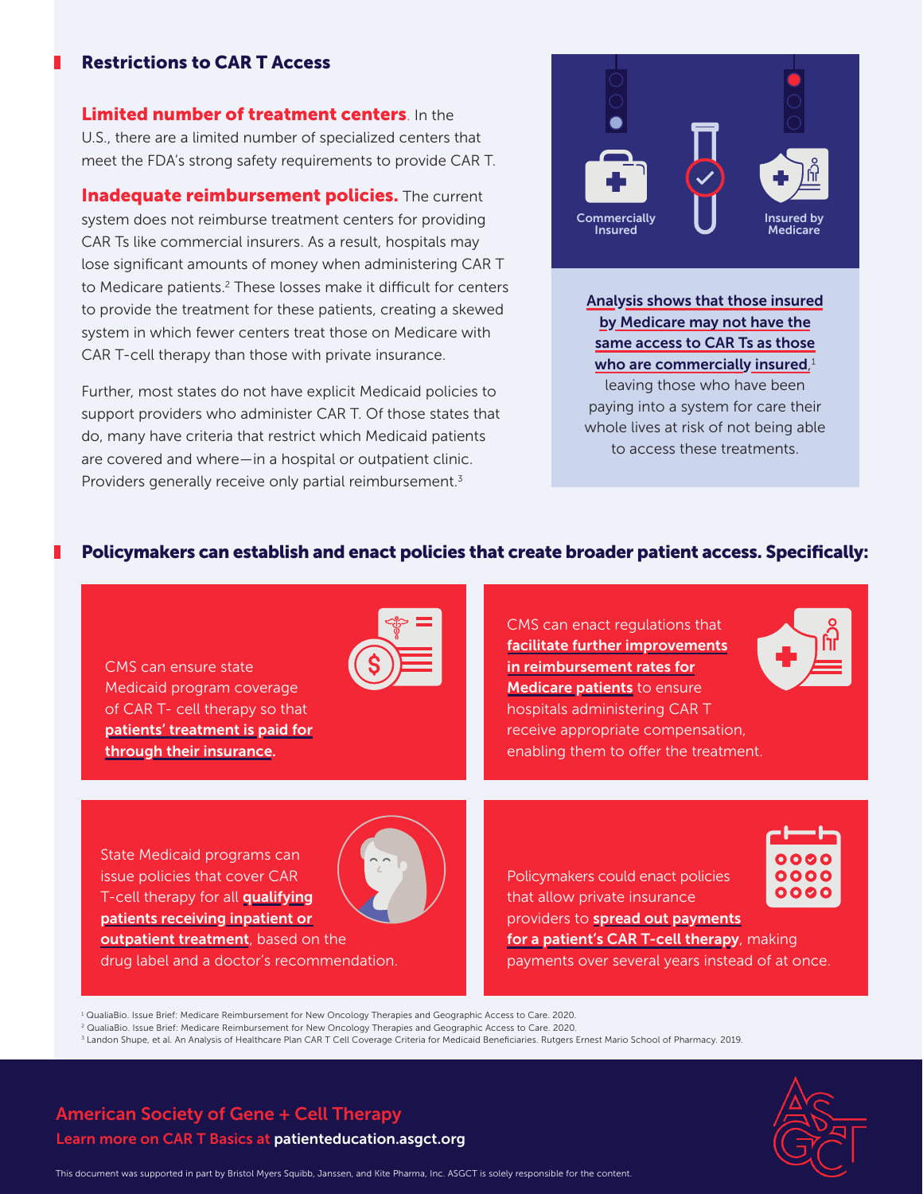## Restrictions to CAR T Access

**Limited number of treatment centers**. In the U.S., there are a limited number of specialized centers that meet the FDA's strong safety requirements to provide CAR T.

**Inadequate reimbursement policies.** The current system does not reimburse treatment centers for providing CAR Ts like commercial insurers. As a result, hospitals may lose significant amounts of money when administering CAR T to Medicare patients.[2] These losses make it difficult for centers to provide the treatment for these patients, creating a skewed system in which fewer centers treat those on Medicare with CAR T-cell therapy than those with private insurance.

Further, most states do not have explicit Medicaid policies to support providers who administer CAR T. Of those states that do, many have criteria that restrict which Medicaid patients are covered and where—in a hospital or outpatient clinic. Providers generally receive only partial reimbursement.[3]

Commercially Insured

Insured by Medicare

**Analysis shows that those insured by Medicare may not have the same access to CAR Ts as those who are commercially insured**,[1] leaving those who have been paying into a system for care their whole lives at risk of not being able to access these treatments.

## Policymakers can establish and enact policies that create broader patient access. Specifically:

CMS can ensure state Medicaid program coverage of CAR T- cell therapy so that **patients' treatment is paid for through their insurance**.

CMS can enact regulations that **facilitate further improvements in reimbursement rates for Medicare patients** to ensure hospitals administering CAR T receive appropriate compensation, enabling them to offer the treatment.

State Medicaid programs can issue policies that cover CAR T-cell therapy for all **qualifying patients receiving inpatient or outpatient treatment**, based on the drug label and a doctor's recommendation.

Policymakers could enact policies that allow private insurance providers to **spread out payments for a patient's CAR T-cell therapy**, making payments over several years instead of at once.

[1] QualiaBio. Issue Brief: Medicare Reimbursement for New Oncology Therapies and Geographic Access to Care. 2020.
[2] QualiaBio. Issue Brief: Medicare Reimbursement for New Oncology Therapies and Geographic Access to Care. 2020.
[3] Landon Shupe, et al. An Analysis of Healthcare Plan CAR T Cell Coverage Criteria for Medicaid Beneficiaries. Rutgers Ernest Mario School of Pharmacy. 2019.

**American Society of Gene + Cell Therapy**

Learn more on CAR T Basics at patienteducation.asgct.org

This document was supported in part by Bristol Myers Squibb, Janssen, and Kite Pharma, Inc. ASGCT is solely responsible for the content.